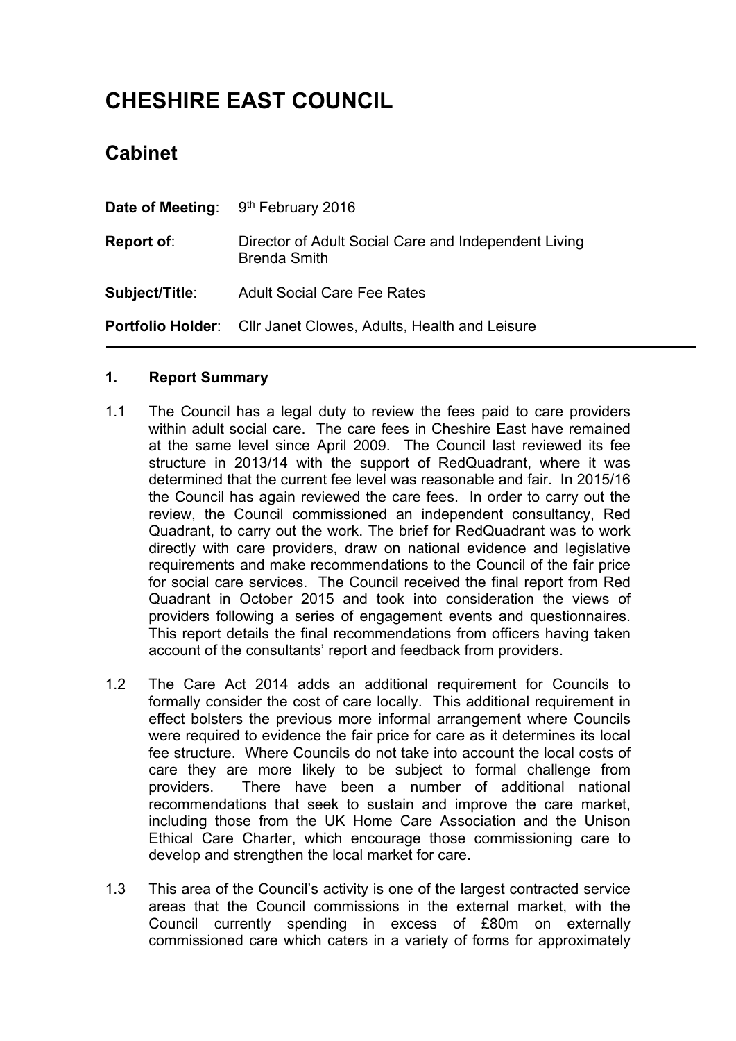# CHESHIRE EAST COUNCIL

## Cabinet

| | |
|---|---|
| **Date of Meeting**: | 9th February 2016 |
| **Report of**: | Director of Adult Social Care and Independent Living Brenda Smith |
| **Subject/Title**: | Adult Social Care Fee Rates |
| **Portfolio Holder**: | Cllr Janet Clowes, Adults, Health and Leisure |

### 1. Report Summary

1.1 The Council has a legal duty to review the fees paid to care providers within adult social care. The care fees in Cheshire East have remained at the same level since April 2009. The Council last reviewed its fee structure in 2013/14 with the support of RedQuadrant, where it was determined that the current fee level was reasonable and fair. In 2015/16 the Council has again reviewed the care fees. In order to carry out the review, the Council commissioned an independent consultancy, Red Quadrant, to carry out the work. The brief for RedQuadrant was to work directly with care providers, draw on national evidence and legislative requirements and make recommendations to the Council of the fair price for social care services. The Council received the final report from Red Quadrant in October 2015 and took into consideration the views of providers following a series of engagement events and questionnaires. This report details the final recommendations from officers having taken account of the consultants' report and feedback from providers.

1.2 The Care Act 2014 adds an additional requirement for Councils to formally consider the cost of care locally. This additional requirement in effect bolsters the previous more informal arrangement where Councils were required to evidence the fair price for care as it determines its local fee structure. Where Councils do not take into account the local costs of care they are more likely to be subject to formal challenge from providers. There have been a number of additional national recommendations that seek to sustain and improve the care market, including those from the UK Home Care Association and the Unison Ethical Care Charter, which encourage those commissioning care to develop and strengthen the local market for care.

1.3 This area of the Council's activity is one of the largest contracted service areas that the Council commissions in the external market, with the Council currently spending in excess of £80m on externally commissioned care which caters in a variety of forms for approximately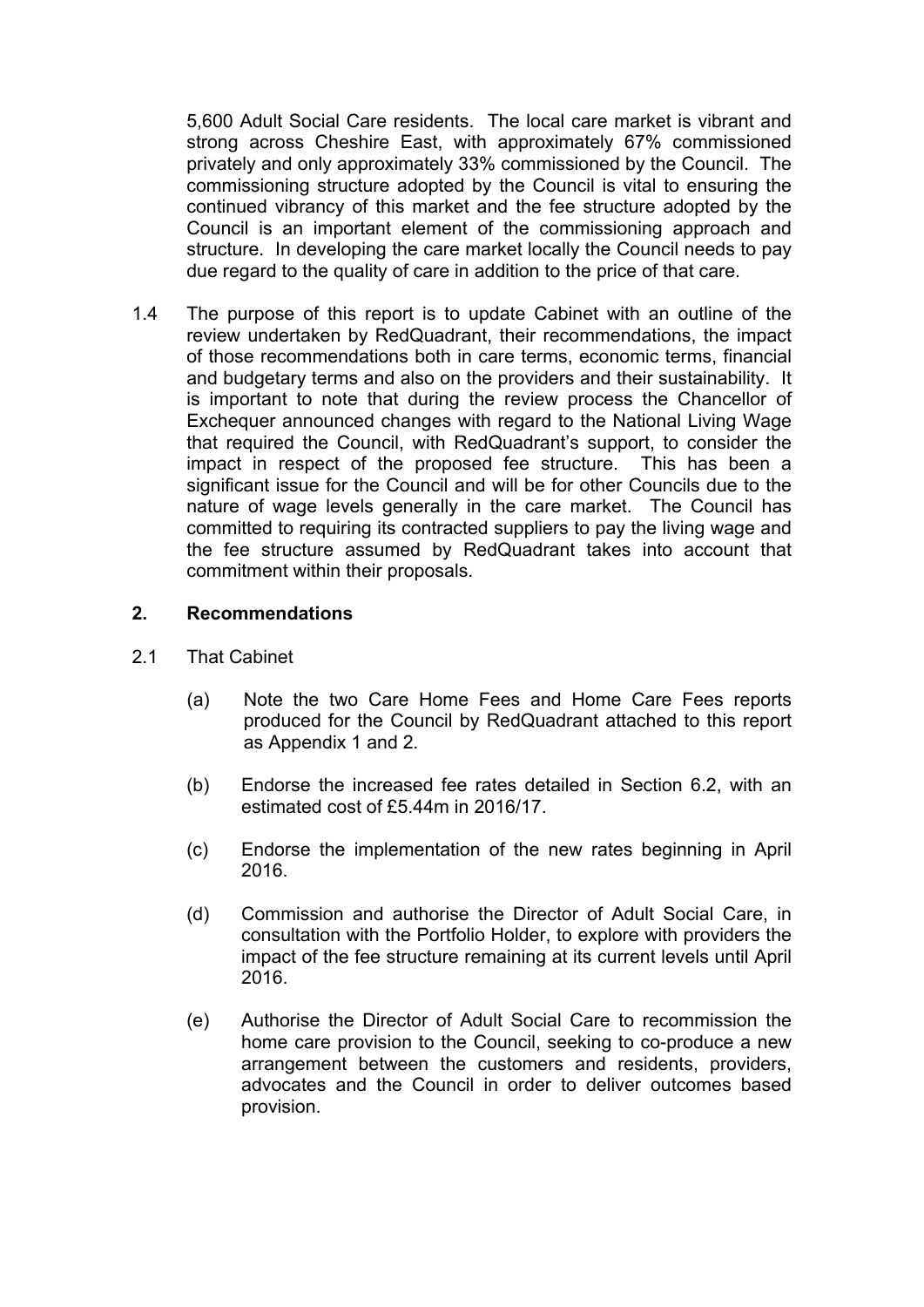5,600 Adult Social Care residents. The local care market is vibrant and strong across Cheshire East, with approximately 67% commissioned privately and only approximately 33% commissioned by the Council. The commissioning structure adopted by the Council is vital to ensuring the continued vibrancy of this market and the fee structure adopted by the Council is an important element of the commissioning approach and structure. In developing the care market locally the Council needs to pay due regard to the quality of care in addition to the price of that care.

1.4 The purpose of this report is to update Cabinet with an outline of the review undertaken by RedQuadrant, their recommendations, the impact of those recommendations both in care terms, economic terms, financial and budgetary terms and also on the providers and their sustainability. It is important to note that during the review process the Chancellor of Exchequer announced changes with regard to the National Living Wage that required the Council, with RedQuadrant's support, to consider the impact in respect of the proposed fee structure. This has been a significant issue for the Council and will be for other Councils due to the nature of wage levels generally in the care market. The Council has committed to requiring its contracted suppliers to pay the living wage and the fee structure assumed by RedQuadrant takes into account that commitment within their proposals.

## 2. Recommendations

2.1 That Cabinet

(a) Note the two Care Home Fees and Home Care Fees reports produced for the Council by RedQuadrant attached to this report as Appendix 1 and 2.

(b) Endorse the increased fee rates detailed in Section 6.2, with an estimated cost of £5.44m in 2016/17.

(c) Endorse the implementation of the new rates beginning in April 2016.

(d) Commission and authorise the Director of Adult Social Care, in consultation with the Portfolio Holder, to explore with providers the impact of the fee structure remaining at its current levels until April 2016.

(e) Authorise the Director of Adult Social Care to recommission the home care provision to the Council, seeking to co-produce a new arrangement between the customers and residents, providers, advocates and the Council in order to deliver outcomes based provision.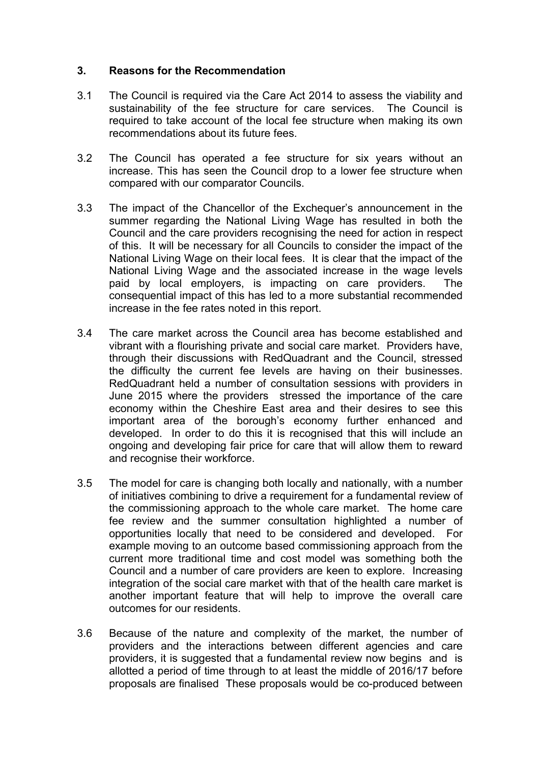## 3. Reasons for the Recommendation

3.1 The Council is required via the Care Act 2014 to assess the viability and sustainability of the fee structure for care services. The Council is required to take account of the local fee structure when making its own recommendations about its future fees.

3.2 The Council has operated a fee structure for six years without an increase. This has seen the Council drop to a lower fee structure when compared with our comparator Councils.

3.3 The impact of the Chancellor of the Exchequer's announcement in the summer regarding the National Living Wage has resulted in both the Council and the care providers recognising the need for action in respect of this. It will be necessary for all Councils to consider the impact of the National Living Wage on their local fees. It is clear that the impact of the National Living Wage and the associated increase in the wage levels paid by local employers, is impacting on care providers. The consequential impact of this has led to a more substantial recommended increase in the fee rates noted in this report.

3.4 The care market across the Council area has become established and vibrant with a flourishing private and social care market. Providers have, through their discussions with RedQuadrant and the Council, stressed the difficulty the current fee levels are having on their businesses. RedQuadrant held a number of consultation sessions with providers in June 2015 where the providers stressed the importance of the care economy within the Cheshire East area and their desires to see this important area of the borough's economy further enhanced and developed. In order to do this it is recognised that this will include an ongoing and developing fair price for care that will allow them to reward and recognise their workforce.

3.5 The model for care is changing both locally and nationally, with a number of initiatives combining to drive a requirement for a fundamental review of the commissioning approach to the whole care market. The home care fee review and the summer consultation highlighted a number of opportunities locally that need to be considered and developed. For example moving to an outcome based commissioning approach from the current more traditional time and cost model was something both the Council and a number of care providers are keen to explore. Increasing integration of the social care market with that of the health care market is another important feature that will help to improve the overall care outcomes for our residents.

3.6 Because of the nature and complexity of the market, the number of providers and the interactions between different agencies and care providers, it is suggested that a fundamental review now begins and is allotted a period of time through to at least the middle of 2016/17 before proposals are finalised These proposals would be co-produced between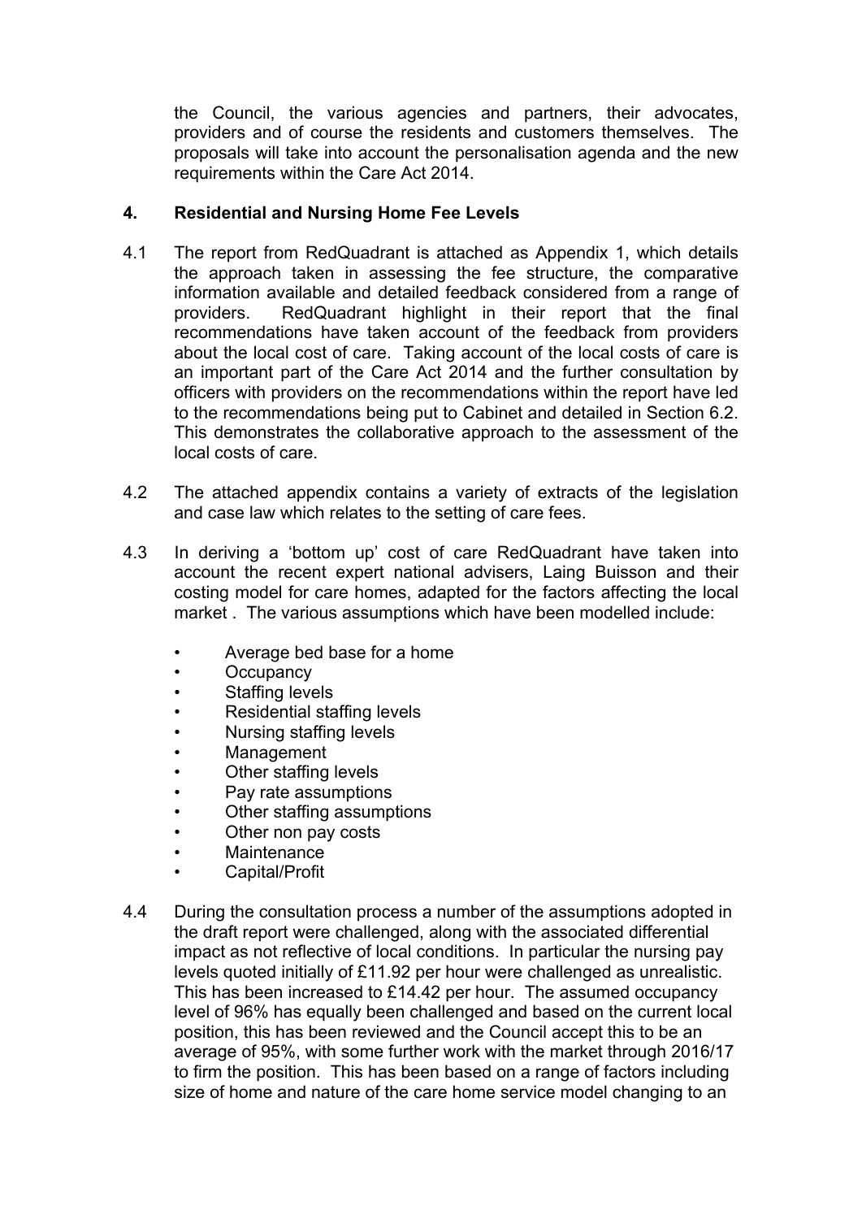the Council, the various agencies and partners, their advocates, providers and of course the residents and customers themselves. The proposals will take into account the personalisation agenda and the new requirements within the Care Act 2014.

## 4. Residential and Nursing Home Fee Levels

4.1 The report from RedQuadrant is attached as Appendix 1, which details the approach taken in assessing the fee structure, the comparative information available and detailed feedback considered from a range of providers. RedQuadrant highlight in their report that the final recommendations have taken account of the feedback from providers about the local cost of care. Taking account of the local costs of care is an important part of the Care Act 2014 and the further consultation by officers with providers on the recommendations within the report have led to the recommendations being put to Cabinet and detailed in Section 6.2. This demonstrates the collaborative approach to the assessment of the local costs of care.

4.2 The attached appendix contains a variety of extracts of the legislation and case law which relates to the setting of care fees.

4.3 In deriving a 'bottom up' cost of care RedQuadrant have taken into account the recent expert national advisers, Laing Buisson and their costing model for care homes, adapted for the factors affecting the local market . The various assumptions which have been modelled include:

- Average bed base for a home
- Occupancy
- Staffing levels
- Residential staffing levels
- Nursing staffing levels
- Management
- Other staffing levels
- Pay rate assumptions
- Other staffing assumptions
- Other non pay costs
- Maintenance
- Capital/Profit

4.4 During the consultation process a number of the assumptions adopted in the draft report were challenged, along with the associated differential impact as not reflective of local conditions. In particular the nursing pay levels quoted initially of £11.92 per hour were challenged as unrealistic. This has been increased to £14.42 per hour. The assumed occupancy level of 96% has equally been challenged and based on the current local position, this has been reviewed and the Council accept this to be an average of 95%, with some further work with the market through 2016/17 to firm the position. This has been based on a range of factors including size of home and nature of the care home service model changing to an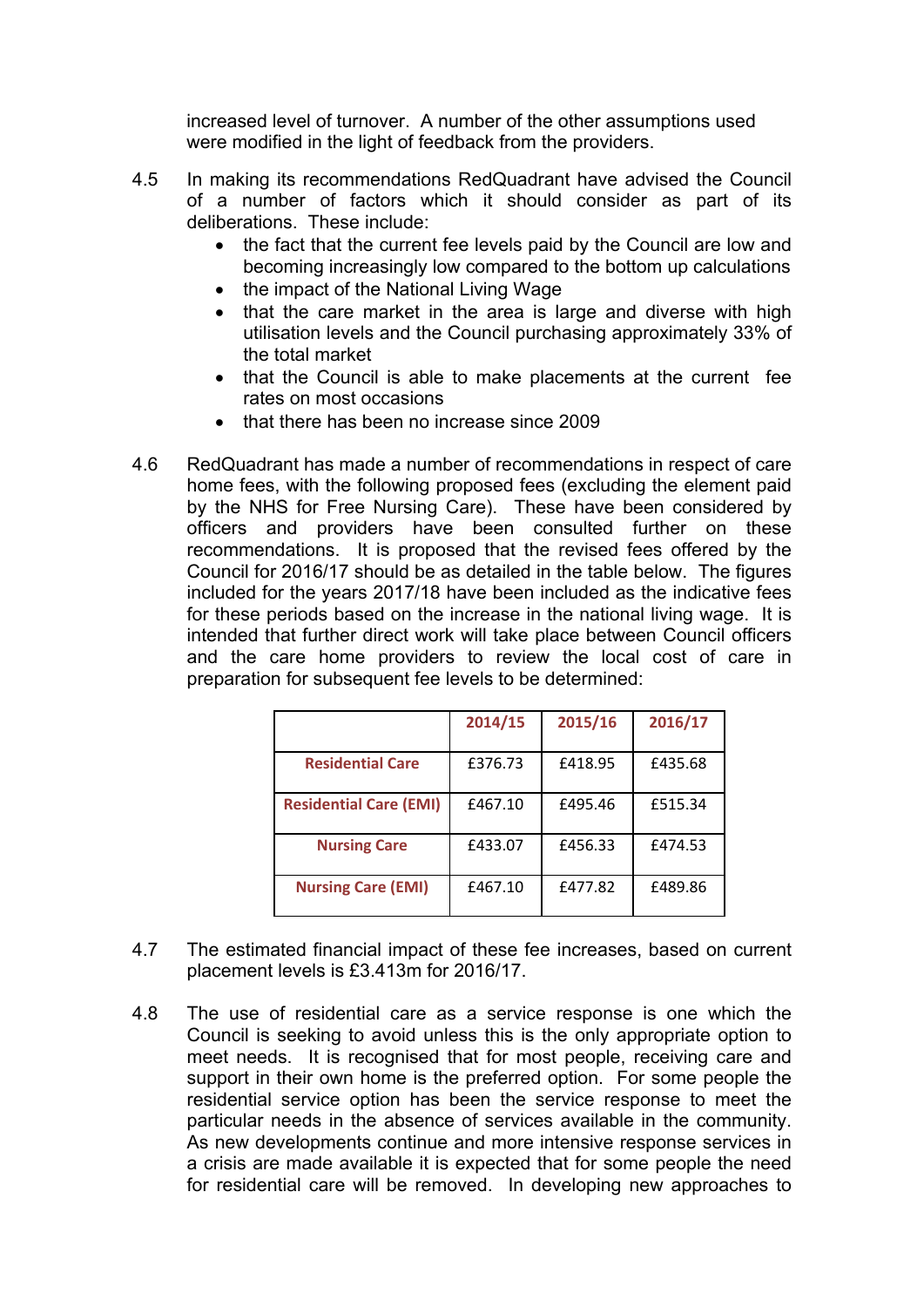increased level of turnover. A number of the other assumptions used were modified in the light of feedback from the providers.

4.5 In making its recommendations RedQuadrant have advised the Council of a number of factors which it should consider as part of its deliberations. These include:

- the fact that the current fee levels paid by the Council are low and becoming increasingly low compared to the bottom up calculations
- the impact of the National Living Wage
- that the care market in the area is large and diverse with high utilisation levels and the Council purchasing approximately 33% of the total market
- that the Council is able to make placements at the current fee rates on most occasions
- that there has been no increase since 2009

4.6 RedQuadrant has made a number of recommendations in respect of care home fees, with the following proposed fees (excluding the element paid by the NHS for Free Nursing Care). These have been considered by officers and providers have been consulted further on these recommendations. It is proposed that the revised fees offered by the Council for 2016/17 should be as detailed in the table below. The figures included for the years 2017/18 have been included as the indicative fees for these periods based on the increase in the national living wage. It is intended that further direct work will take place between Council officers and the care home providers to review the local cost of care in preparation for subsequent fee levels to be determined:

| | 2014/15 | 2015/16 | 2016/17 |
|---|---|---|---|
| **Residential Care** | £376.73 | £418.95 | £435.68 |
| **Residential Care (EMI)** | £467.10 | £495.46 | £515.34 |
| **Nursing Care** | £433.07 | £456.33 | £474.53 |
| **Nursing Care (EMI)** | £467.10 | £477.82 | £489.86 |

4.7 The estimated financial impact of these fee increases, based on current placement levels is £3.413m for 2016/17.

4.8 The use of residential care as a service response is one which the Council is seeking to avoid unless this is the only appropriate option to meet needs. It is recognised that for most people, receiving care and support in their own home is the preferred option. For some people the residential service option has been the service response to meet the particular needs in the absence of services available in the community. As new developments continue and more intensive response services in a crisis are made available it is expected that for some people the need for residential care will be removed. In developing new approaches to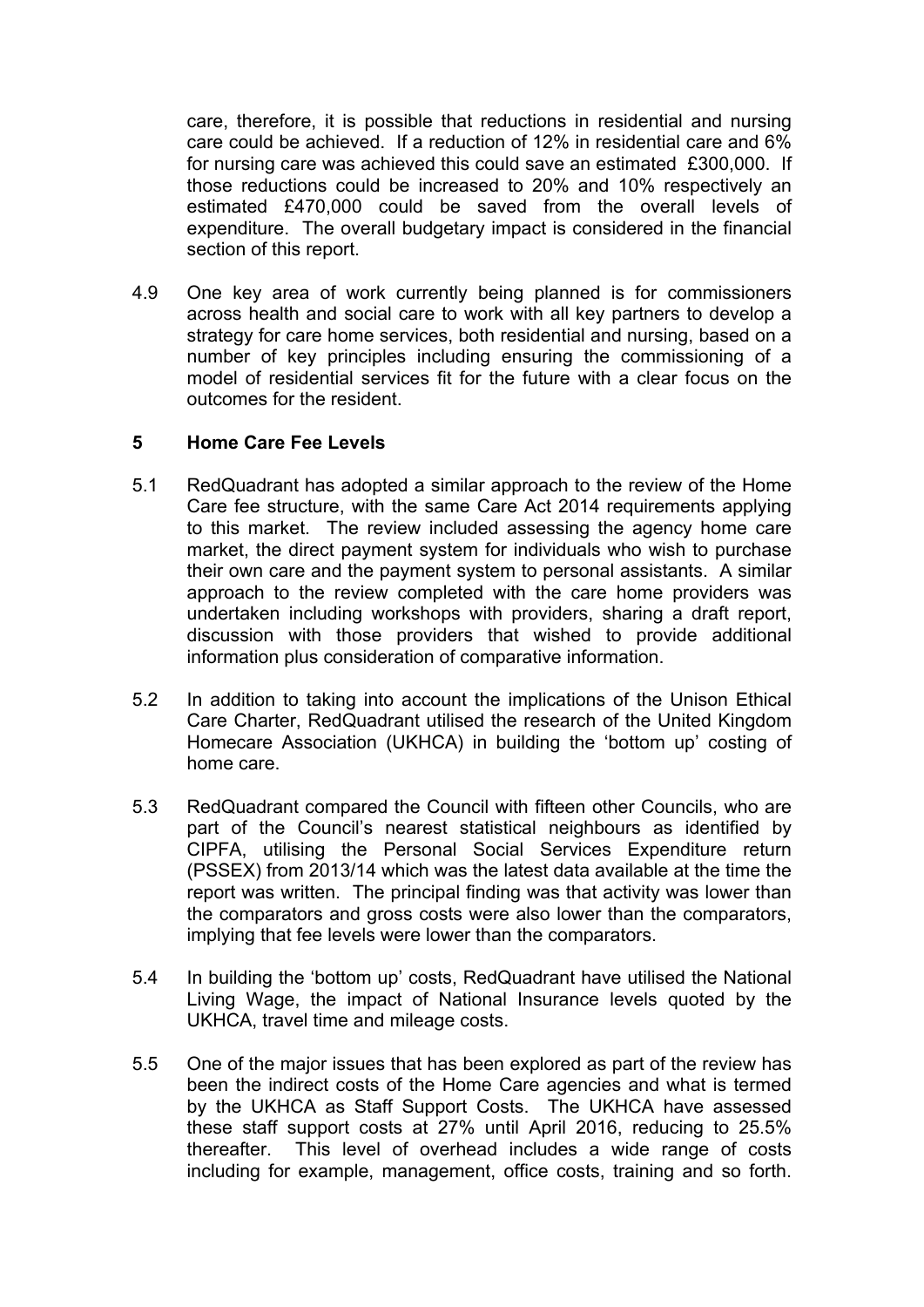care, therefore, it is possible that reductions in residential and nursing care could be achieved. If a reduction of 12% in residential care and 6% for nursing care was achieved this could save an estimated £300,000. If those reductions could be increased to 20% and 10% respectively an estimated £470,000 could be saved from the overall levels of expenditure. The overall budgetary impact is considered in the financial section of this report.

4.9 One key area of work currently being planned is for commissioners across health and social care to work with all key partners to develop a strategy for care home services, both residential and nursing, based on a number of key principles including ensuring the commissioning of a model of residential services fit for the future with a clear focus on the outcomes for the resident.

## 5 Home Care Fee Levels

5.1 RedQuadrant has adopted a similar approach to the review of the Home Care fee structure, with the same Care Act 2014 requirements applying to this market. The review included assessing the agency home care market, the direct payment system for individuals who wish to purchase their own care and the payment system to personal assistants. A similar approach to the review completed with the care home providers was undertaken including workshops with providers, sharing a draft report, discussion with those providers that wished to provide additional information plus consideration of comparative information.

5.2 In addition to taking into account the implications of the Unison Ethical Care Charter, RedQuadrant utilised the research of the United Kingdom Homecare Association (UKHCA) in building the 'bottom up' costing of home care.

5.3 RedQuadrant compared the Council with fifteen other Councils, who are part of the Council's nearest statistical neighbours as identified by CIPFA, utilising the Personal Social Services Expenditure return (PSSEX) from 2013/14 which was the latest data available at the time the report was written. The principal finding was that activity was lower than the comparators and gross costs were also lower than the comparators, implying that fee levels were lower than the comparators.

5.4 In building the 'bottom up' costs, RedQuadrant have utilised the National Living Wage, the impact of National Insurance levels quoted by the UKHCA, travel time and mileage costs.

5.5 One of the major issues that has been explored as part of the review has been the indirect costs of the Home Care agencies and what is termed by the UKHCA as Staff Support Costs. The UKHCA have assessed these staff support costs at 27% until April 2016, reducing to 25.5% thereafter. This level of overhead includes a wide range of costs including for example, management, office costs, training and so forth.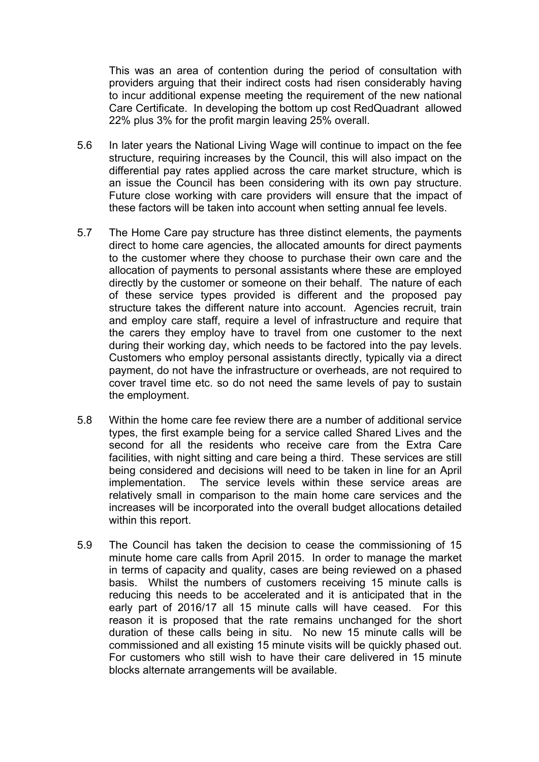This was an area of contention during the period of consultation with providers arguing that their indirect costs had risen considerably having to incur additional expense meeting the requirement of the new national Care Certificate. In developing the bottom up cost RedQuadrant allowed 22% plus 3% for the profit margin leaving 25% overall.

5.6 In later years the National Living Wage will continue to impact on the fee structure, requiring increases by the Council, this will also impact on the differential pay rates applied across the care market structure, which is an issue the Council has been considering with its own pay structure. Future close working with care providers will ensure that the impact of these factors will be taken into account when setting annual fee levels.

5.7 The Home Care pay structure has three distinct elements, the payments direct to home care agencies, the allocated amounts for direct payments to the customer where they choose to purchase their own care and the allocation of payments to personal assistants where these are employed directly by the customer or someone on their behalf. The nature of each of these service types provided is different and the proposed pay structure takes the different nature into account. Agencies recruit, train and employ care staff, require a level of infrastructure and require that the carers they employ have to travel from one customer to the next during their working day, which needs to be factored into the pay levels. Customers who employ personal assistants directly, typically via a direct payment, do not have the infrastructure or overheads, are not required to cover travel time etc. so do not need the same levels of pay to sustain the employment.

5.8 Within the home care fee review there are a number of additional service types, the first example being for a service called Shared Lives and the second for all the residents who receive care from the Extra Care facilities, with night sitting and care being a third. These services are still being considered and decisions will need to be taken in line for an April implementation. The service levels within these service areas are relatively small in comparison to the main home care services and the increases will be incorporated into the overall budget allocations detailed within this report.

5.9 The Council has taken the decision to cease the commissioning of 15 minute home care calls from April 2015. In order to manage the market in terms of capacity and quality, cases are being reviewed on a phased basis. Whilst the numbers of customers receiving 15 minute calls is reducing this needs to be accelerated and it is anticipated that in the early part of 2016/17 all 15 minute calls will have ceased. For this reason it is proposed that the rate remains unchanged for the short duration of these calls being in situ. No new 15 minute calls will be commissioned and all existing 15 minute visits will be quickly phased out. For customers who still wish to have their care delivered in 15 minute blocks alternate arrangements will be available.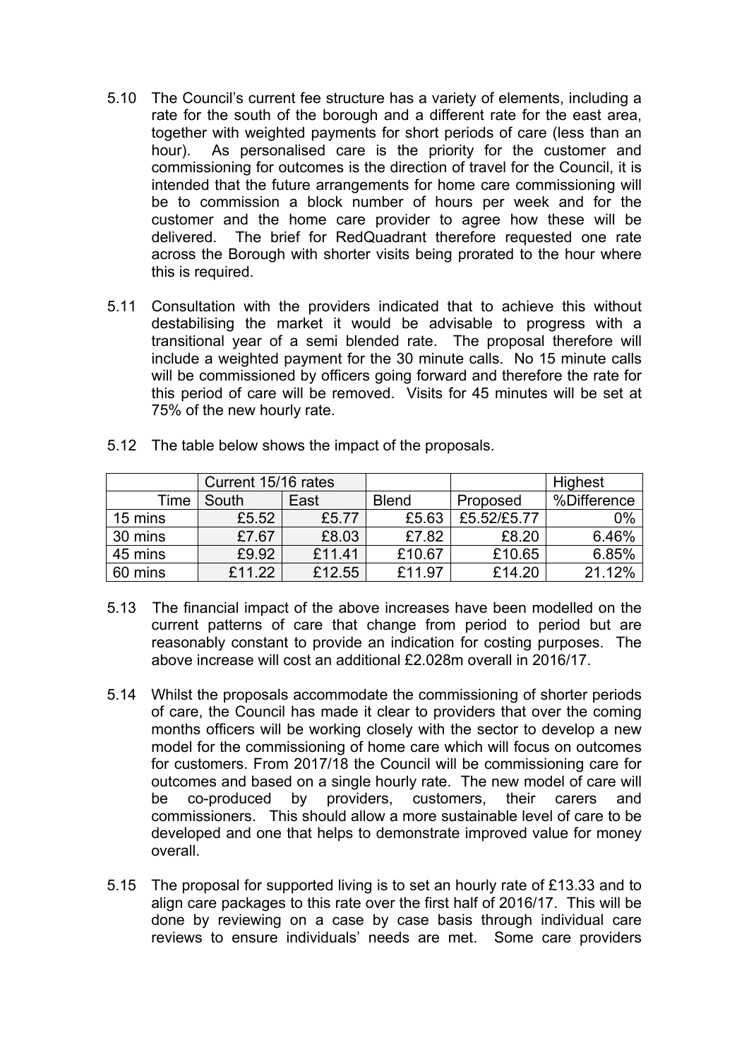5.10 The Council's current fee structure has a variety of elements, including a rate for the south of the borough and a different rate for the east area, together with weighted payments for short periods of care (less than an hour). As personalised care is the priority for the customer and commissioning for outcomes is the direction of travel for the Council, it is intended that the future arrangements for home care commissioning will be to commission a block number of hours per week and for the customer and the home care provider to agree how these will be delivered. The brief for RedQuadrant therefore requested one rate across the Borough with shorter visits being prorated to the hour where this is required.

5.11 Consultation with the providers indicated that to achieve this without destabilising the market it would be advisable to progress with a transitional year of a semi blended rate. The proposal therefore will include a weighted payment for the 30 minute calls. No 15 minute calls will be commissioned by officers going forward and therefore the rate for this period of care will be removed. Visits for 45 minutes will be set at 75% of the new hourly rate.

5.12 The table below shows the impact of the proposals.

| | Current 15/16 rates | | | | Highest |
|---|---|---|---|---|---|
| Time | South | East | Blend | Proposed | %Difference |
| 15 mins | £5.52 | £5.77 | £5.63 | £5.52/£5.77 | 0% |
| 30 mins | £7.67 | £8.03 | £7.82 | £8.20 | 6.46% |
| 45 mins | £9.92 | £11.41 | £10.67 | £10.65 | 6.85% |
| 60 mins | £11.22 | £12.55 | £11.97 | £14.20 | 21.12% |

5.13 The financial impact of the above increases have been modelled on the current patterns of care that change from period to period but are reasonably constant to provide an indication for costing purposes. The above increase will cost an additional £2.028m overall in 2016/17.

5.14 Whilst the proposals accommodate the commissioning of shorter periods of care, the Council has made it clear to providers that over the coming months officers will be working closely with the sector to develop a new model for the commissioning of home care which will focus on outcomes for customers. From 2017/18 the Council will be commissioning care for outcomes and based on a single hourly rate. The new model of care will be co-produced by providers, customers, their carers and commissioners. This should allow a more sustainable level of care to be developed and one that helps to demonstrate improved value for money overall.

5.15 The proposal for supported living is to set an hourly rate of £13.33 and to align care packages to this rate over the first half of 2016/17. This will be done by reviewing on a case by case basis through individual care reviews to ensure individuals' needs are met. Some care providers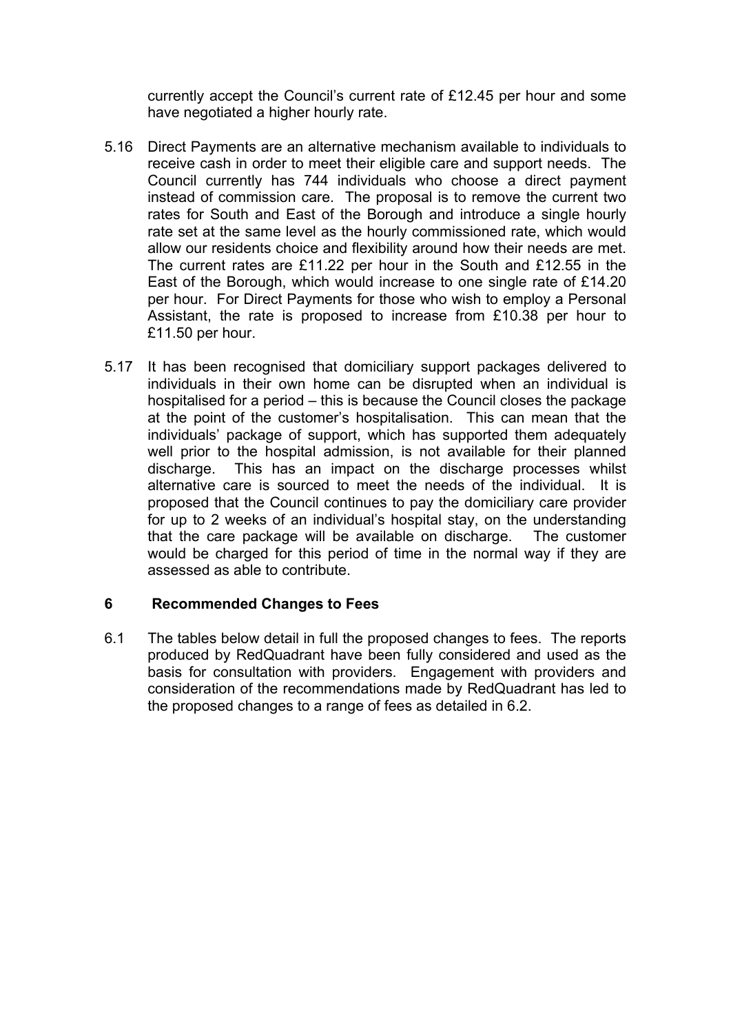currently accept the Council's current rate of £12.45 per hour and some have negotiated a higher hourly rate.

5.16 Direct Payments are an alternative mechanism available to individuals to receive cash in order to meet their eligible care and support needs. The Council currently has 744 individuals who choose a direct payment instead of commission care. The proposal is to remove the current two rates for South and East of the Borough and introduce a single hourly rate set at the same level as the hourly commissioned rate, which would allow our residents choice and flexibility around how their needs are met. The current rates are £11.22 per hour in the South and £12.55 in the East of the Borough, which would increase to one single rate of £14.20 per hour. For Direct Payments for those who wish to employ a Personal Assistant, the rate is proposed to increase from £10.38 per hour to £11.50 per hour.

5.17 It has been recognised that domiciliary support packages delivered to individuals in their own home can be disrupted when an individual is hospitalised for a period – this is because the Council closes the package at the point of the customer's hospitalisation. This can mean that the individuals' package of support, which has supported them adequately well prior to the hospital admission, is not available for their planned discharge. This has an impact on the discharge processes whilst alternative care is sourced to meet the needs of the individual. It is proposed that the Council continues to pay the domiciliary care provider for up to 2 weeks of an individual's hospital stay, on the understanding that the care package will be available on discharge. The customer would be charged for this period of time in the normal way if they are assessed as able to contribute.

## 6 Recommended Changes to Fees

6.1 The tables below detail in full the proposed changes to fees. The reports produced by RedQuadrant have been fully considered and used as the basis for consultation with providers. Engagement with providers and consideration of the recommendations made by RedQuadrant has led to the proposed changes to a range of fees as detailed in 6.2.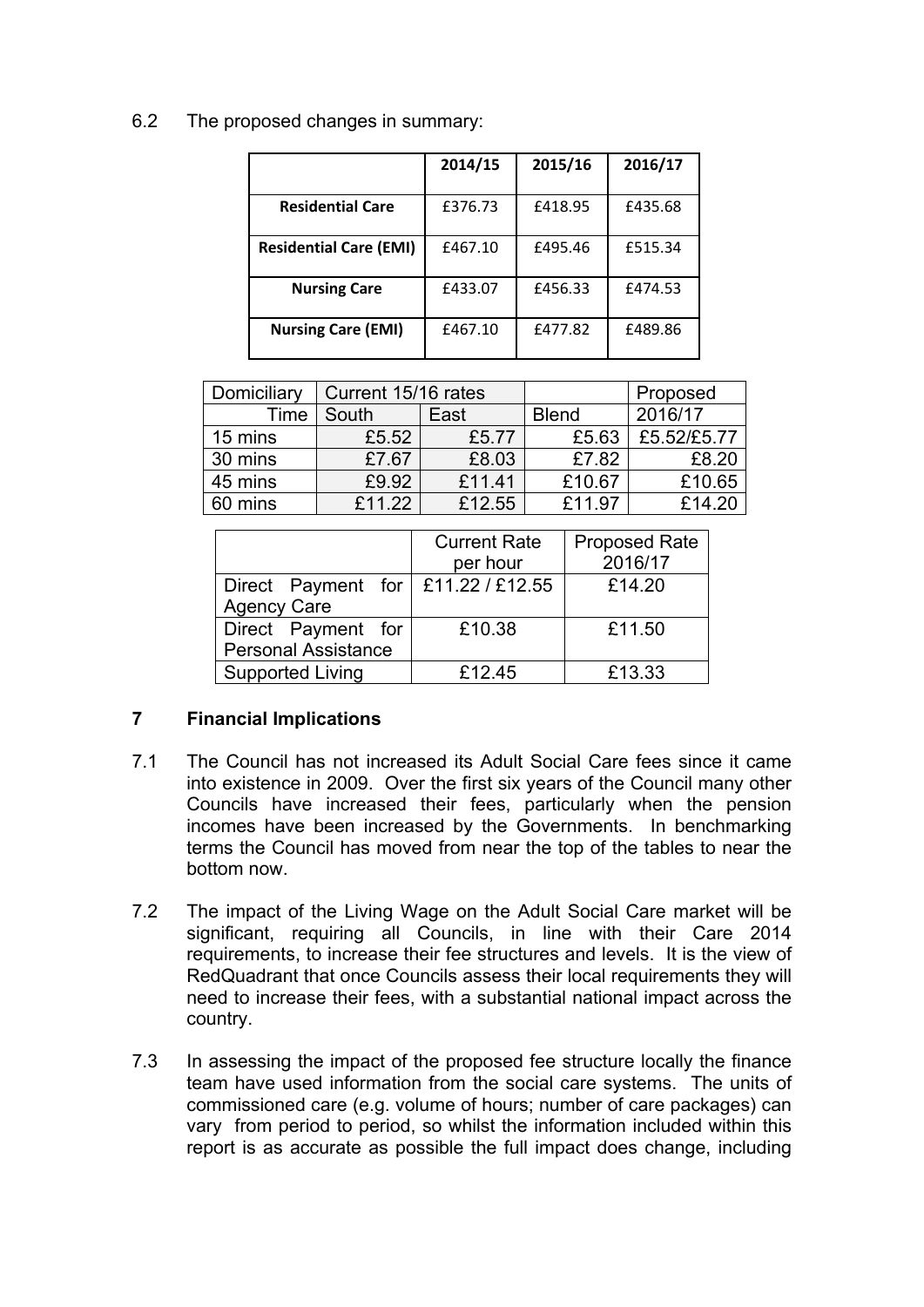6.2 The proposed changes in summary:

| | 2014/15 | 2015/16 | 2016/17 |
|---|---|---|---|
| **Residential Care** | £376.73 | £418.95 | £435.68 |
| **Residential Care (EMI)** | £467.10 | £495.46 | £515.34 |
| **Nursing Care** | £433.07 | £456.33 | £474.53 |
| **Nursing Care (EMI)** | £467.10 | £477.82 | £489.86 |

| Domiciliary | Current 15/16 rates | | | Proposed |
|---|---|---|---|---|
| Time | South | East | Blend | 2016/17 |
| 15 mins | £5.52 | £5.77 | £5.63 | £5.52/£5.77 |
| 30 mins | £7.67 | £8.03 | £7.82 | £8.20 |
| 45 mins | £9.92 | £11.41 | £10.67 | £10.65 |
| 60 mins | £11.22 | £12.55 | £11.97 | £14.20 |

| | Current Rate per hour | Proposed Rate 2016/17 |
|---|---|---|
| Direct Payment for Agency Care | £11.22 / £12.55 | £14.20 |
| Direct Payment for Personal Assistance | £10.38 | £11.50 |
| Supported Living | £12.45 | £13.33 |

## 7 Financial Implications

7.1 The Council has not increased its Adult Social Care fees since it came into existence in 2009. Over the first six years of the Council many other Councils have increased their fees, particularly when the pension incomes have been increased by the Governments. In benchmarking terms the Council has moved from near the top of the tables to near the bottom now.

7.2 The impact of the Living Wage on the Adult Social Care market will be significant, requiring all Councils, in line with their Care 2014 requirements, to increase their fee structures and levels. It is the view of RedQuadrant that once Councils assess their local requirements they will need to increase their fees, with a substantial national impact across the country.

7.3 In assessing the impact of the proposed fee structure locally the finance team have used information from the social care systems. The units of commissioned care (e.g. volume of hours; number of care packages) can vary from period to period, so whilst the information included within this report is as accurate as possible the full impact does change, including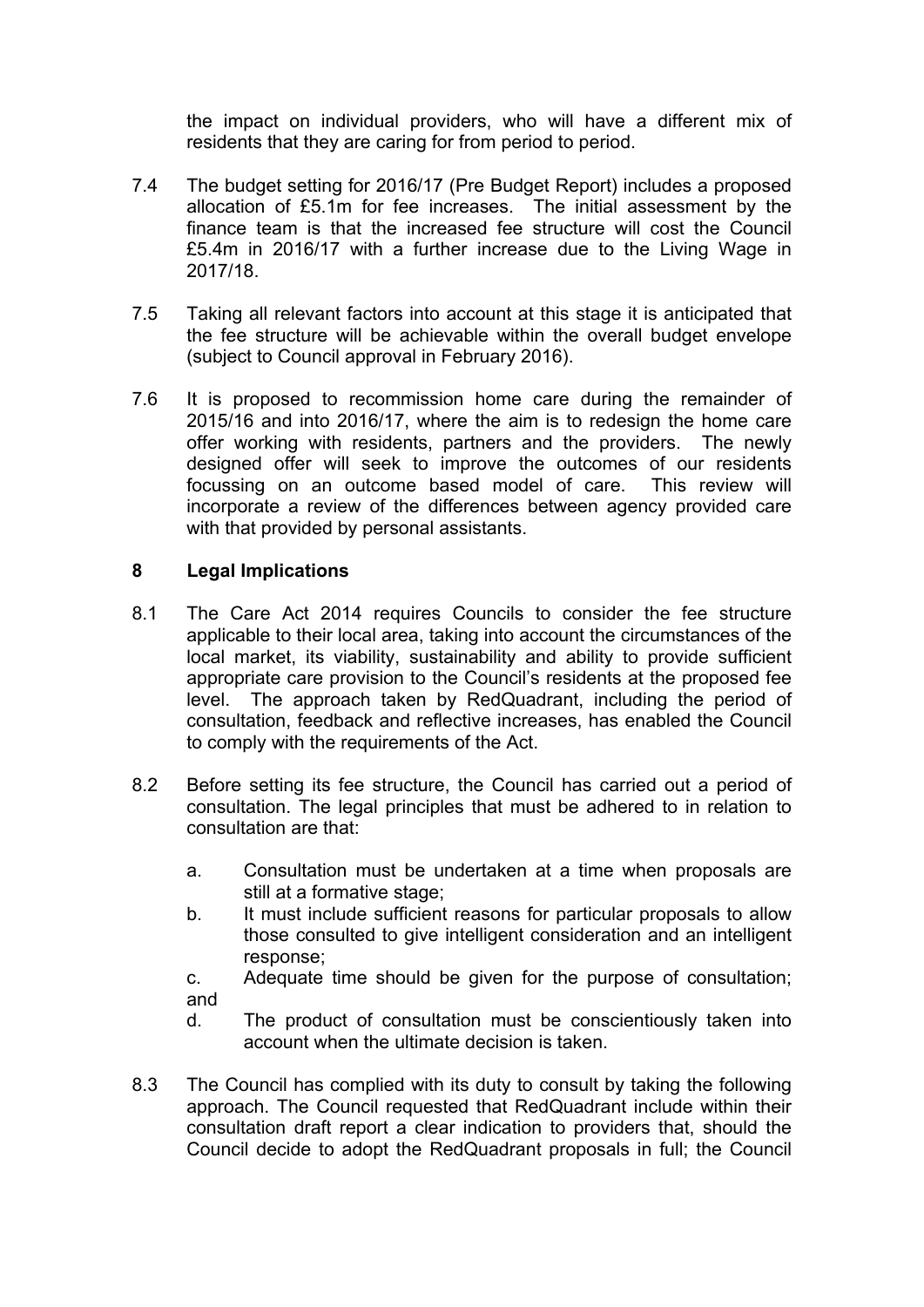the impact on individual providers, who will have a different mix of residents that they are caring for from period to period.

7.4 The budget setting for 2016/17 (Pre Budget Report) includes a proposed allocation of £5.1m for fee increases. The initial assessment by the finance team is that the increased fee structure will cost the Council £5.4m in 2016/17 with a further increase due to the Living Wage in 2017/18.

7.5 Taking all relevant factors into account at this stage it is anticipated that the fee structure will be achievable within the overall budget envelope (subject to Council approval in February 2016).

7.6 It is proposed to recommission home care during the remainder of 2015/16 and into 2016/17, where the aim is to redesign the home care offer working with residents, partners and the providers. The newly designed offer will seek to improve the outcomes of our residents focussing on an outcome based model of care. This review will incorporate a review of the differences between agency provided care with that provided by personal assistants.

## 8 Legal Implications

8.1 The Care Act 2014 requires Councils to consider the fee structure applicable to their local area, taking into account the circumstances of the local market, its viability, sustainability and ability to provide sufficient appropriate care provision to the Council's residents at the proposed fee level. The approach taken by RedQuadrant, including the period of consultation, feedback and reflective increases, has enabled the Council to comply with the requirements of the Act.

8.2 Before setting its fee structure, the Council has carried out a period of consultation. The legal principles that must be adhered to in relation to consultation are that:

a. Consultation must be undertaken at a time when proposals are still at a formative stage;

b. It must include sufficient reasons for particular proposals to allow those consulted to give intelligent consideration and an intelligent response;

c. Adequate time should be given for the purpose of consultation; and

d. The product of consultation must be conscientiously taken into account when the ultimate decision is taken.

8.3 The Council has complied with its duty to consult by taking the following approach. The Council requested that RedQuadrant include within their consultation draft report a clear indication to providers that, should the Council decide to adopt the RedQuadrant proposals in full; the Council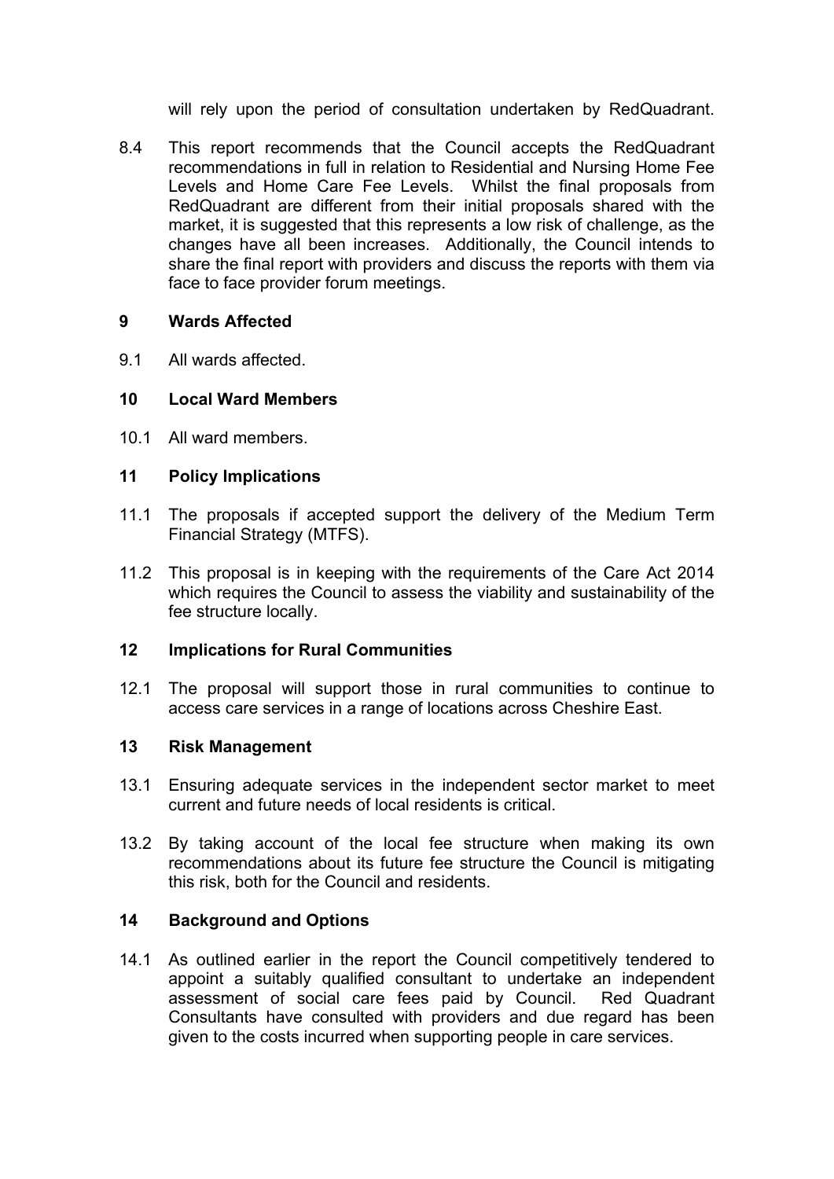will rely upon the period of consultation undertaken by RedQuadrant.

8.4 This report recommends that the Council accepts the RedQuadrant recommendations in full in relation to Residential and Nursing Home Fee Levels and Home Care Fee Levels. Whilst the final proposals from RedQuadrant are different from their initial proposals shared with the market, it is suggested that this represents a low risk of challenge, as the changes have all been increases. Additionally, the Council intends to share the final report with providers and discuss the reports with them via face to face provider forum meetings.

## 9 Wards Affected

9.1 All wards affected.

## 10 Local Ward Members

10.1 All ward members.

## 11 Policy Implications

11.1 The proposals if accepted support the delivery of the Medium Term Financial Strategy (MTFS).

11.2 This proposal is in keeping with the requirements of the Care Act 2014 which requires the Council to assess the viability and sustainability of the fee structure locally.

## 12 Implications for Rural Communities

12.1 The proposal will support those in rural communities to continue to access care services in a range of locations across Cheshire East.

## 13 Risk Management

13.1 Ensuring adequate services in the independent sector market to meet current and future needs of local residents is critical.

13.2 By taking account of the local fee structure when making its own recommendations about its future fee structure the Council is mitigating this risk, both for the Council and residents.

## 14 Background and Options

14.1 As outlined earlier in the report the Council competitively tendered to appoint a suitably qualified consultant to undertake an independent assessment of social care fees paid by Council. Red Quadrant Consultants have consulted with providers and due regard has been given to the costs incurred when supporting people in care services.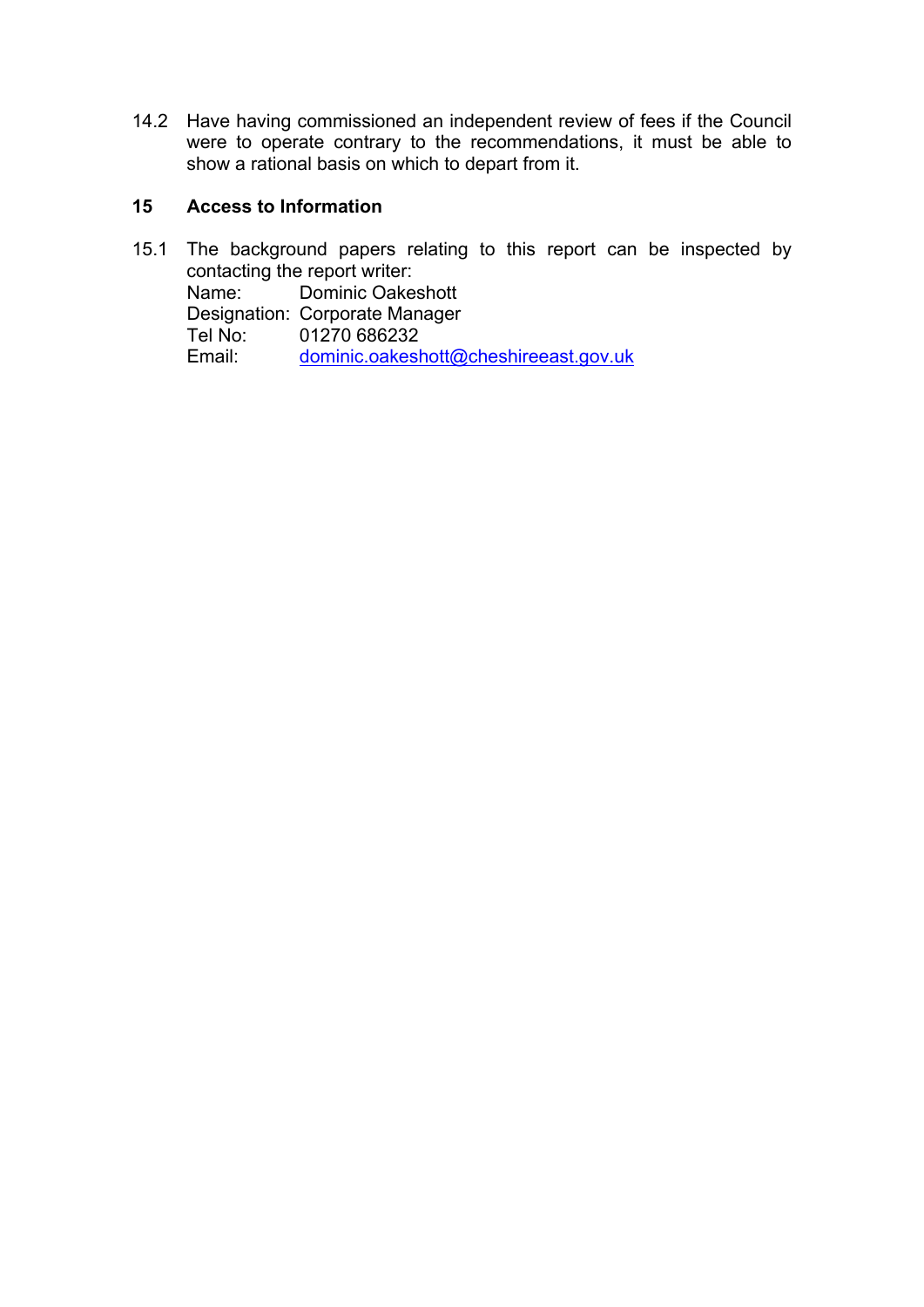14.2 Have having commissioned an independent review of fees if the Council were to operate contrary to the recommendations, it must be able to show a rational basis on which to depart from it.

## 15 Access to Information

15.1 The background papers relating to this report can be inspected by contacting the report writer:

Name: Dominic Oakeshott
Designation: Corporate Manager
Tel No: 01270 686232
Email: dominic.oakeshott@cheshireeast.gov.uk